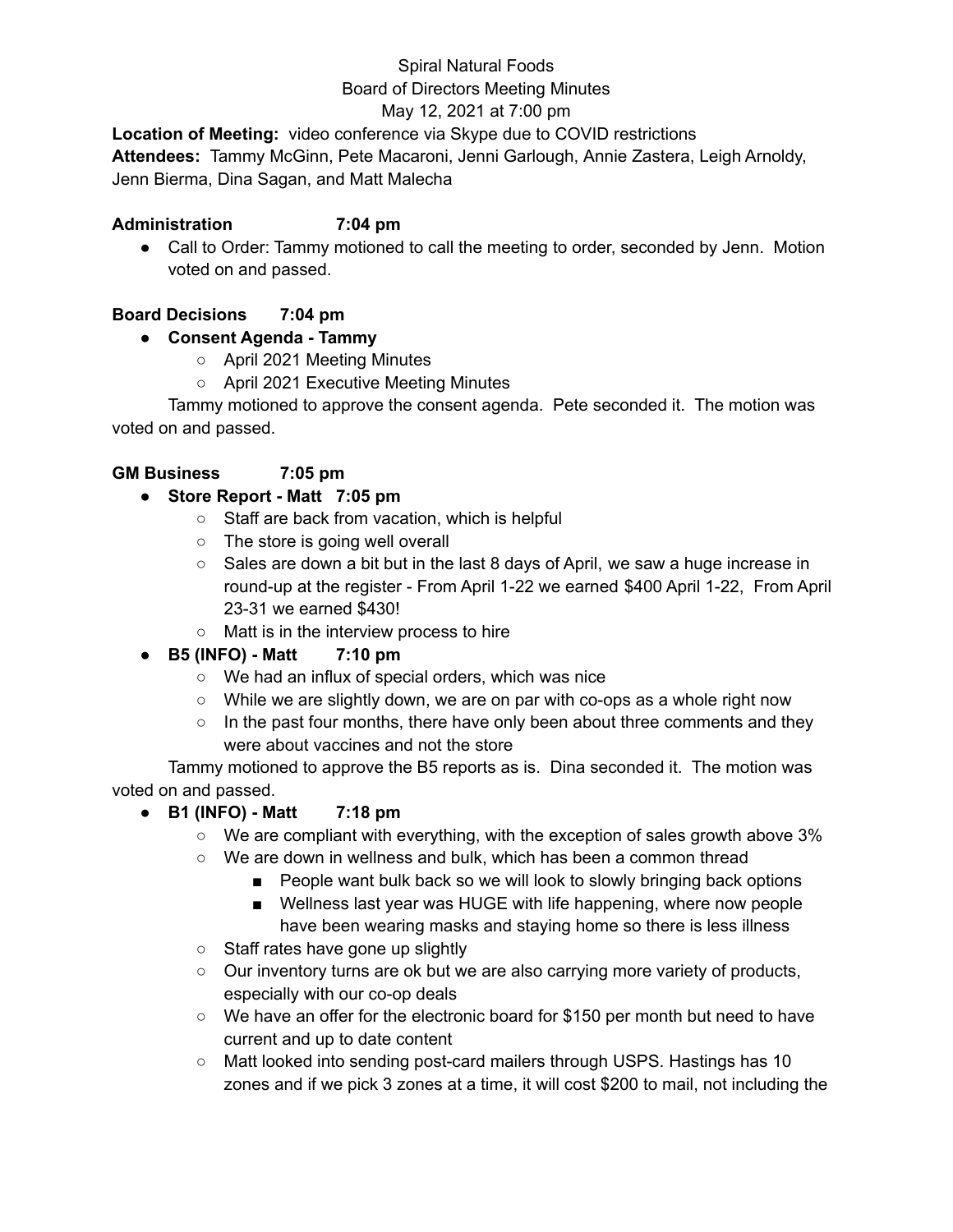Spiral Natural Foods
Board of Directors Meeting Minutes
May 12, 2021 at 7:00 pm

**Location of Meeting:** video conference via Skype due to COVID restrictions
**Attendees:** Tammy McGinn, Pete Macaroni, Jenni Garlough, Annie Zastera, Leigh Arnoldy, Jenn Bierma, Dina Sagan, and Matt Malecha

**Administration 7:04 pm**

- Call to Order: Tammy motioned to call the meeting to order, seconded by Jenn. Motion voted on and passed.

**Board Decisions 7:04 pm**

- **Consent Agenda - Tammy**
  - April 2021 Meeting Minutes
  - April 2021 Executive Meeting Minutes

Tammy motioned to approve the consent agenda. Pete seconded it. The motion was voted on and passed.

**GM Business 7:05 pm**

- **Store Report - Matt 7:05 pm**
  - Staff are back from vacation, which is helpful
  - The store is going well overall
  - Sales are down a bit but in the last 8 days of April, we saw a huge increase in round-up at the register - From April 1-22 we earned $400 April 1-22, From April 23-31 we earned $430!
  - Matt is in the interview process to hire
- **B5 (INFO) - Matt 7:10 pm**
  - We had an influx of special orders, which was nice
  - While we are slightly down, we are on par with co-ops as a whole right now
  - In the past four months, there have only been about three comments and they were about vaccines and not the store

Tammy motioned to approve the B5 reports as is. Dina seconded it. The motion was voted on and passed.

- **B1 (INFO) - Matt 7:18 pm**
  - We are compliant with everything, with the exception of sales growth above 3%
  - We are down in wellness and bulk, which has been a common thread
    - People want bulk back so we will look to slowly bringing back options
    - Wellness last year was HUGE with life happening, where now people have been wearing masks and staying home so there is less illness
  - Staff rates have gone up slightly
  - Our inventory turns are ok but we are also carrying more variety of products, especially with our co-op deals
  - We have an offer for the electronic board for $150 per month but need to have current and up to date content
  - Matt looked into sending post-card mailers through USPS. Hastings has 10 zones and if we pick 3 zones at a time, it will cost $200 to mail, not including the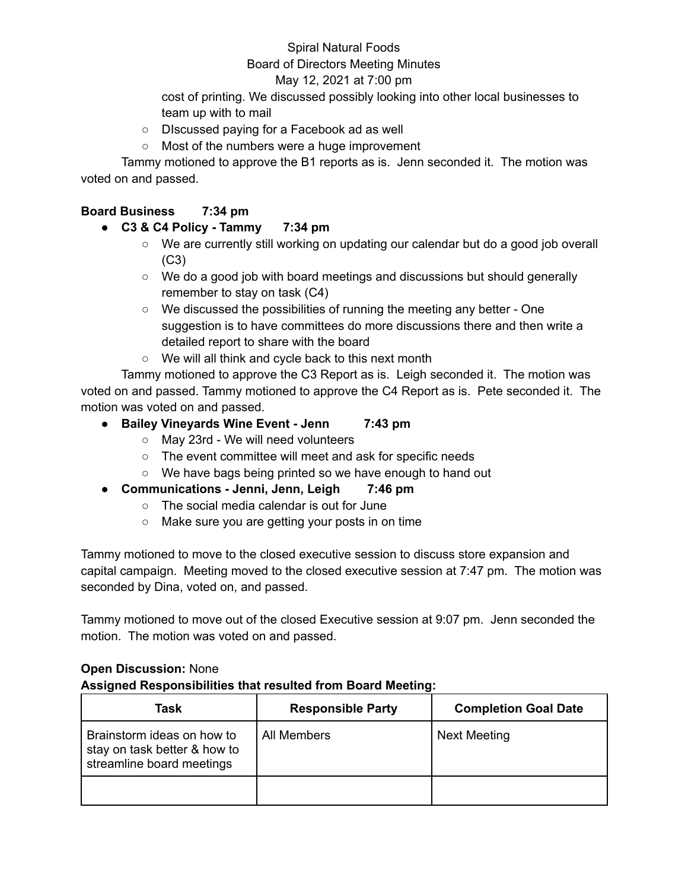cost of printing. We discussed possibly looking into other local businesses to team up with to mail

- DIscussed paying for a Facebook ad as well
- Most of the numbers were a huge improvement

Tammy motioned to approve the B1 reports as is. Jenn seconded it. The motion was voted on and passed.

**Board Business 7:34 pm**

- **C3 & C4 Policy - Tammy 7:34 pm**
  - We are currently still working on updating our calendar but do a good job overall (C3)
  - We do a good job with board meetings and discussions but should generally remember to stay on task (C4)
  - We discussed the possibilities of running the meeting any better - One suggestion is to have committees do more discussions there and then write a detailed report to share with the board
  - We will all think and cycle back to this next month

Tammy motioned to approve the C3 Report as is. Leigh seconded it. The motion was voted on and passed. Tammy motioned to approve the C4 Report as is. Pete seconded it. The motion was voted on and passed.

- **Bailey Vineyards Wine Event - Jenn 7:43 pm**
  - May 23rd - We will need volunteers
  - The event committee will meet and ask for specific needs
  - We have bags being printed so we have enough to hand out
- **Communications - Jenni, Jenn, Leigh 7:46 pm**
  - The social media calendar is out for June
  - Make sure you are getting your posts in on time

Tammy motioned to move to the closed executive session to discuss store expansion and capital campaign. Meeting moved to the closed executive session at 7:47 pm. The motion was seconded by Dina, voted on, and passed.

Tammy motioned to move out of the closed Executive session at 9:07 pm. Jenn seconded the motion. The motion was voted on and passed.

**Open Discussion:** None

**Assigned Responsibilities that resulted from Board Meeting:**

| Task | Responsible Party | Completion Goal Date |
|---|---|---|
| Brainstorm ideas on how to stay on task better & how to streamline board meetings | All Members | Next Meeting |
| | | |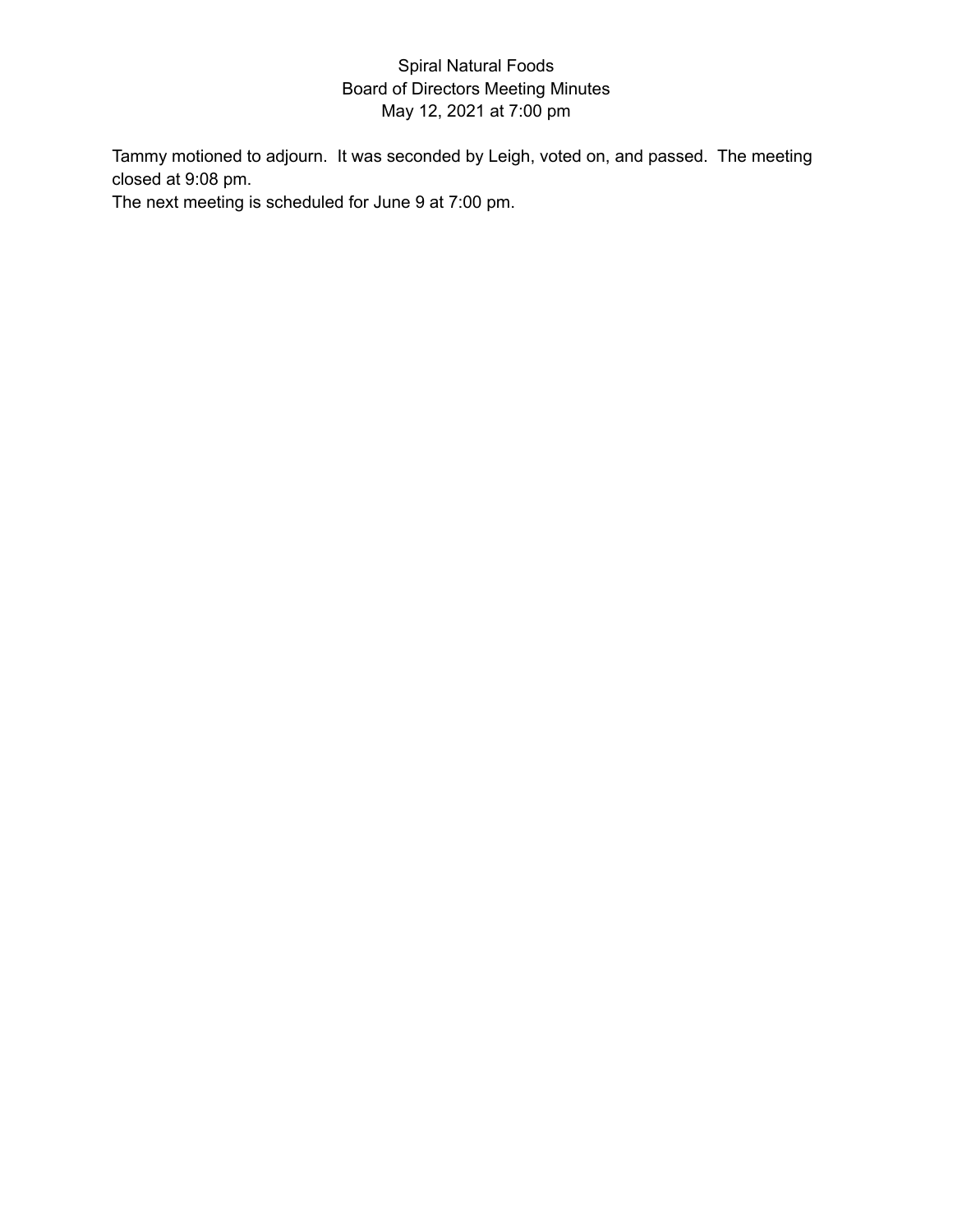Spiral Natural Foods
Board of Directors Meeting Minutes
May 12, 2021 at 7:00 pm

Tammy motioned to adjourn. It was seconded by Leigh, voted on, and passed. The meeting closed at 9:08 pm.

The next meeting is scheduled for June 9 at 7:00 pm.